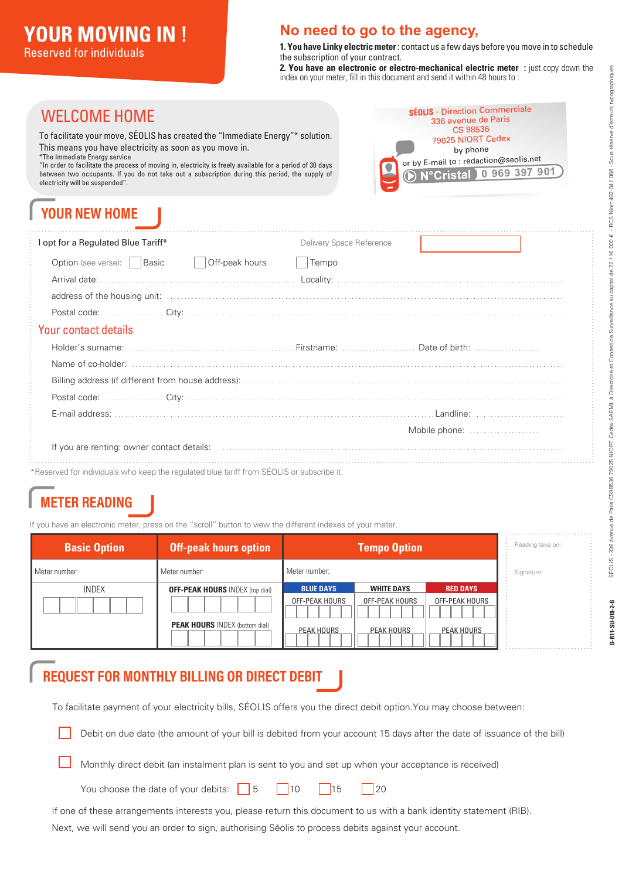# YOUR MOVING IN !

Reserved for individuals

## No need to go to the agency,

**1. You have Linky electric meter** : contact us a few days before you move in to schedule the subscription of your contract.

**2. You have an electronic or electro-mechanical electric meter** : just copy down the index on your meter, fill in this document and send it within 48 hours to :

SÉOLIS - Direction Commerciale
336 avenue de Paris
CS 98536
79025 NIORT Cedex
by phone
or by E-mail to : redaction@seolis.net
N°Cristal 0 969 397 901

## WELCOME HOME

To facilitate your move, SÉOLIS has created the "Immediate Energy"* solution. This means you have electricity as soon as you move in.

*The Immediate Energy service

"In order to facilitate the process of moving in, electricity is freely available for a period of 30 days between two occupants. If you do not take out a subscription during this period, the supply of electricity will be suspended".

## YOUR NEW HOME

I opt for a Regulated Blue Tariff* Delivery Space Reference

Option (see verse): ☐ Basic ☐ Off-peak hours ☐ Tempo

Arrival date: .................................... Locality: ....................................

address of the housing unit: ....................................

Postal code: ................ City: ....................................

### Your contact details

Holder's surname: .................................... Firstname: .................... Date of birth: ....................

Name of co-holder: ....................................

Billing address (if different from house address): ....................................

Postal code: ................ City: ....................................

E-mail address: .................................... Landline: ....................

Mobile phone: ....................

If you are renting: owner contact details: ....................................

*Reserved for individuals who keep the regulated blue tariff from SÉOLIS or subscribe it.

## METER READING

If you have an electronic meter, press on the "scroll" button to view the different indexes of your meter.

| Basic Option | Off-peak hours option | Tempo Option | | |
|---|---|---|---|---|
| Meter number: | Meter number: | Meter number: | | |
| INDEX | **OFF-PEAK HOURS** INDEX (top dial) | **BLUE DAYS** | **WHITE DAYS** | **RED DAYS** |
| | | OFF-PEAK HOURS | OFF-PEAK HOURS | OFF-PEAK HOURS |
| | **PEAK HOURS** INDEX (bottom dial) | PEAK HOURS | PEAK HOURS | PEAK HOURS |

Reading take on:

Signature:

## REQUEST FOR MONTHLY BILLING OR DIRECT DEBIT

To facilitate payment of your electricity bills, SÉOLIS offers you the direct debit option.You may choose between:

☐ Debit on due date (the amount of your bill is debited from your account 15 days after the date of issuance of the bill)

☐ Monthly direct debit (an instalment plan is sent to you and set up when your acceptance is received)

You choose the date of your debits: ☐ 5 ☐ 10 ☐ 15 ☐ 20

If one of these arrangements interests you, please return this document to us with a bank identity statement (RIB).

Next, we will send you an order to sign, authorising Séolis to process debits against your account.

SEOLIS - 336 avenue de Paris CS98536 79025 NIORT Cedex SAEML à Directoire et Conseil de Surveillance au capital de 72 116 000 € - RCS Niort 492 041 066 - Sous réserve d'erreurs typographiques.

D-R11-SU-019-2-B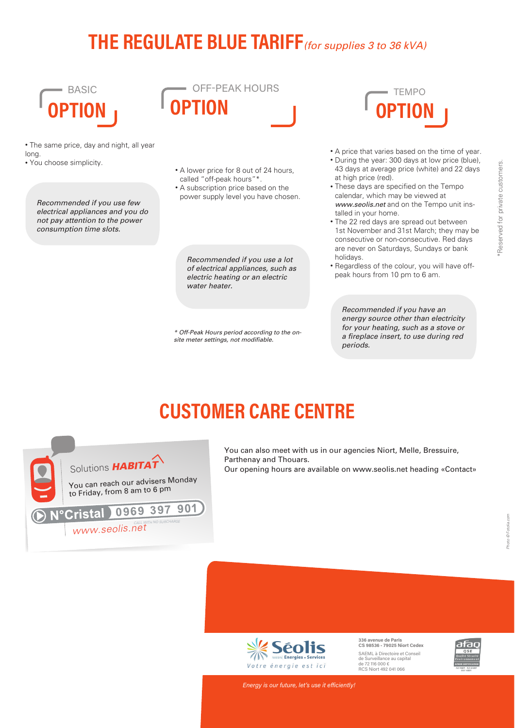# THE REGULATE BLUE TARIFF *(for supplies 3 to 36 kVA)*

## BASIC OPTION

- The same price, day and night, all year long.
- You choose simplicity.

*Recommended if you use few electrical appliances and you do not pay attention to the power consumption time slots.*

## OFF-PEAK HOURS OPTION

- A lower price for 8 out of 24 hours, called "off-peak hours"*.
- A subscription price based on the power supply level you have chosen.

*Recommended if you use a lot of electrical appliances, such as electric heating or an electric water heater.*

*\* Off-Peak Hours period according to the on-site meter settings, not modifiable.*

## TEMPO OPTION

- A price that varies based on the time of year.
- During the year: 300 days at low price (blue), 43 days at average price (white) and 22 days at high price (red).
- These days are specified on the Tempo calendar, which may be viewed at ***www.seolis.net*** and on the Tempo unit installed in your home.
- The 22 red days are spread out between 1st November and 31st March; they may be consecutive or non-consecutive. Red days are never on Saturdays, Sundays or bank holidays.
- Regardless of the colour, you will have off-peak hours from 10 pm to 6 am.

*Recommended if you have an energy source other than electricity for your heating, such as a stove or a fireplace insert, to use during red periods.*

*Reserved for private customers.

# CUSTOMER CARE CENTRE

Solutions ***HABITAT***

You can reach our advisers Monday to Friday, from 8 am to 6 pm

N°Cristal 0969 397 901

CALL WITH NO SURCHARGE

www.seolis.net

You can also meet with us in our agencies Niort, Melle, Bressuire, Parthenay and Thouars.
Our opening hours are available on www.seolis.net heading «Contact»

Séolis
SIEDS Energies • Services
Votre énergie est ici

**336 avenue de Paris**
**CS 98536 - 79025 Niort Cedex**
SAEML à Directoire et Conseil de Surveillance au capital de 72 116 000 €
RCS Niort 492 041 066

*Energy is our future, let's use it efficiently!*